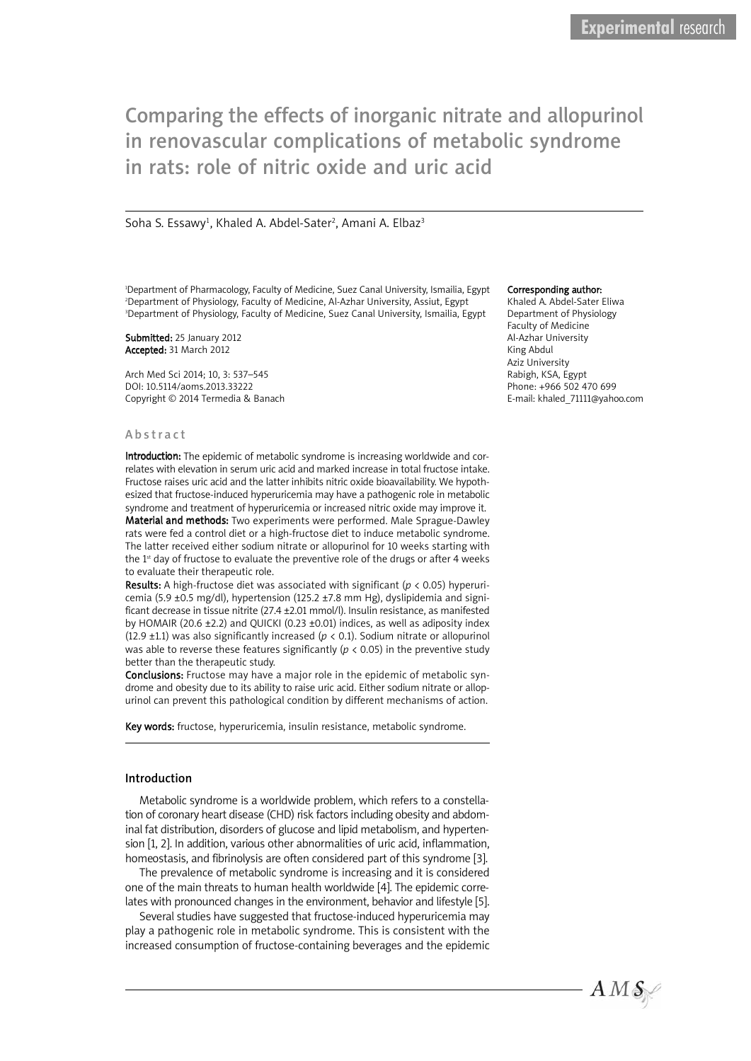Experimental research

# Comparing the effects of inorganic nitrate and allopurinol in renovascular complications of metabolic syndrome in rats: role of nitric oxide and uric acid

Soha S. Essawy[1], Khaled A. Abdel-Sater[2], Amani A. Elbaz[3]

[1]Department of Pharmacology, Faculty of Medicine, Suez Canal University, Ismailia, Egypt
[2]Department of Physiology, Faculty of Medicine, Al-Azhar University, Assiut, Egypt
[3]Department of Physiology, Faculty of Medicine, Suez Canal University, Ismailia, Egypt

**Submitted:** 25 January 2012
**Accepted:** 31 March 2012

Arch Med Sci 2014; 10, 3: 537–545
DOI: 10.5114/aoms.2013.33222
Copyright © 2014 Termedia & Banach

**Corresponding author:**
Khaled A. Abdel-Sater Eliwa
Department of Physiology
Faculty of Medicine
Al-Azhar University
King Abdul
Aziz University
Rabigh, KSA, Egypt
Phone: +966 502 470 699
E-mail: khaled_71111@yahoo.com

## Abstract

**Introduction:** The epidemic of metabolic syndrome is increasing worldwide and correlates with elevation in serum uric acid and marked increase in total fructose intake. Fructose raises uric acid and the latter inhibits nitric oxide bioavailability. We hypothesized that fructose-induced hyperuricemia may have a pathogenic role in metabolic syndrome and treatment of hyperuricemia or increased nitric oxide may improve it.

**Material and methods:** Two experiments were performed. Male Sprague-Dawley rats were fed a control diet or a high-fructose diet to induce metabolic syndrome. The latter received either sodium nitrate or allopurinol for 10 weeks starting with the 1st day of fructose to evaluate the preventive role of the drugs or after 4 weeks to evaluate their therapeutic role.

**Results:** A high-fructose diet was associated with significant ($p < 0.05$) hyperuricemia (5.9 ±0.5 mg/dl), hypertension (125.2 ±7.8 mm Hg), dyslipidemia and significant decrease in tissue nitrite (27.4 ±2.01 mmol/l). Insulin resistance, as manifested by HOMAIR (20.6 ±2.2) and QUICKI (0.23 ±0.01) indices, as well as adiposity index (12.9 ±1.1) was also significantly increased ($p < 0.1$). Sodium nitrate or allopurinol was able to reverse these features significantly ($p < 0.05$) in the preventive study better than the therapeutic study.

**Conclusions:** Fructose may have a major role in the epidemic of metabolic syndrome and obesity due to its ability to raise uric acid. Either sodium nitrate or allopurinol can prevent this pathological condition by different mechanisms of action.

**Key words:** fructose, hyperuricemia, insulin resistance, metabolic syndrome.

## Introduction

Metabolic syndrome is a worldwide problem, which refers to a constellation of coronary heart disease (CHD) risk factors including obesity and abdominal fat distribution, disorders of glucose and lipid metabolism, and hypertension [1, 2]. In addition, various other abnormalities of uric acid, inflammation, homeostasis, and fibrinolysis are often considered part of this syndrome [3].

The prevalence of metabolic syndrome is increasing and it is considered one of the main threats to human health worldwide [4]. The epidemic correlates with pronounced changes in the environment, behavior and lifestyle [5].

Several studies have suggested that fructose-induced hyperuricemia may play a pathogenic role in metabolic syndrome. This is consistent with the increased consumption of fructose-containing beverages and the epidemic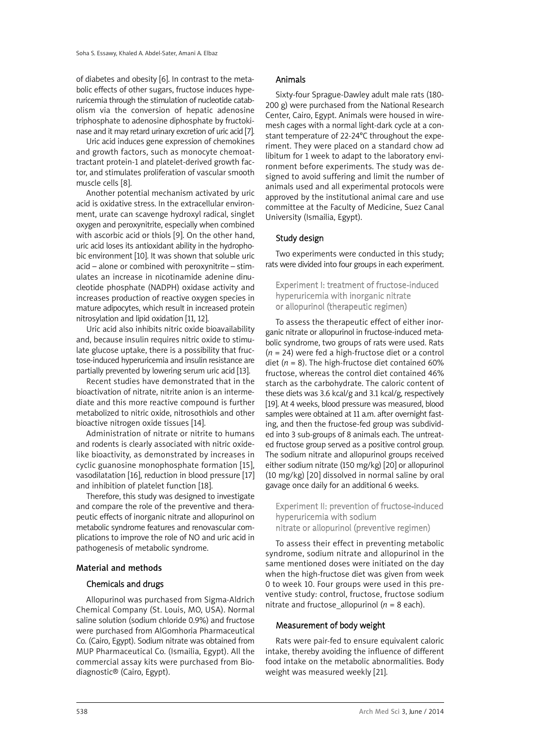of diabetes and obesity [6]. In contrast to the metabolic effects of other sugars, fructose induces hyperuricemia through the stimulation of nucleotide catabolism via the conversion of hepatic adenosine triphosphate to adenosine diphosphate by fructokinase and it may retard urinary excretion of uric acid [7].

Uric acid induces gene expression of chemokines and growth factors, such as monocyte chemoattractant protein-1 and platelet-derived growth factor, and stimulates proliferation of vascular smooth muscle cells [8].

Another potential mechanism activated by uric acid is oxidative stress. In the extracellular environment, urate can scavenge hydroxyl radical, singlet oxygen and peroxynitrite, especially when combined with ascorbic acid or thiols [9]. On the other hand, uric acid loses its antioxidant ability in the hydrophobic environment [10]. It was shown that soluble uric acid – alone or combined with peroxynitrite – stimulates an increase in nicotinamide adenine dinucleotide phosphate (NADPH) oxidase activity and increases production of reactive oxygen species in mature adipocytes, which result in increased protein nitrosylation and lipid oxidation [11, 12].

Uric acid also inhibits nitric oxide bioavailability and, because insulin requires nitric oxide to stimulate glucose uptake, there is a possibility that fructose-induced hyperuricemia and insulin resistance are partially prevented by lowering serum uric acid [13].

Recent studies have demonstrated that in the bioactivation of nitrate, nitrite anion is an intermediate and this more reactive compound is further metabolized to nitric oxide, nitrosothiols and other bioactive nitrogen oxide tissues [14].

Administration of nitrate or nitrite to humans and rodents is clearly associated with nitric oxide-like bioactivity, as demonstrated by increases in cyclic guanosine monophosphate formation [15], vasodilatation [16], reduction in blood pressure [17] and inhibition of platelet function [18].

Therefore, this study was designed to investigate and compare the role of the preventive and therapeutic effects of inorganic nitrate and allopurinol on metabolic syndrome features and renovascular complications to improve the role of NO and uric acid in pathogenesis of metabolic syndrome.

## Material and methods

### Chemicals and drugs

Allopurinol was purchased from Sigma-Aldrich Chemical Company (St. Louis, MO, USA). Normal saline solution (sodium chloride 0.9%) and fructose were purchased from AlGomhoria Pharmaceutical Co. (Cairo, Egypt). Sodium nitrate was obtained from MUP Pharmaceutical Co. (Ismailia, Egypt). All the commercial assay kits were purchased from Biodiagnostic® (Cairo, Egypt).

### Animals

Sixty-four Sprague-Dawley adult male rats (180-200 g) were purchased from the National Research Center, Cairo, Egypt. Animals were housed in wire-mesh cages with a normal light-dark cycle at a constant temperature of 22-24°C throughout the experiment. They were placed on a standard chow ad libitum for 1 week to adapt to the laboratory environment before experiments. The study was designed to avoid suffering and limit the number of animals used and all experimental protocols were approved by the institutional animal care and use committee at the Faculty of Medicine, Suez Canal University (Ismailia, Egypt).

### Study design

Two experiments were conducted in this study; rats were divided into four groups in each experiment.

#### Experiment I: treatment of fructose-induced hyperuricemia with inorganic nitrate or allopurinol (therapeutic regimen)

To assess the therapeutic effect of either inorganic nitrate or allopurinol in fructose-induced metabolic syndrome, two groups of rats were used. Rats ($n$ = 24) were fed a high-fructose diet or a control diet ($n$ = 8). The high-fructose diet contained 60% fructose, whereas the control diet contained 46% starch as the carbohydrate. The caloric content of these diets was 3.6 kcal/g and 3.1 kcal/g, respectively [19]. At 4 weeks, blood pressure was measured, blood samples were obtained at 11 a.m. after overnight fasting, and then the fructose-fed group was subdivided into 3 sub-groups of 8 animals each. The untreated fructose group served as a positive control group. The sodium nitrate and allopurinol groups received either sodium nitrate (150 mg/kg) [20] or allopurinol (10 mg/kg) [20] dissolved in normal saline by oral gavage once daily for an additional 6 weeks.

#### Experiment II: prevention of fructose-induced hyperuricemia with sodium nitrate or allopurinol (preventive regimen)

To assess their effect in preventing metabolic syndrome, sodium nitrate and allopurinol in the same mentioned doses were initiated on the day when the high-fructose diet was given from week 0 to week 10. Four groups were used in this preventive study: control, fructose, fructose sodium nitrate and fructose_allopurinol ($n$ = 8 each).

### Measurement of body weight

Rats were pair-fed to ensure equivalent caloric intake, thereby avoiding the influence of different food intake on the metabolic abnormalities. Body weight was measured weekly [21].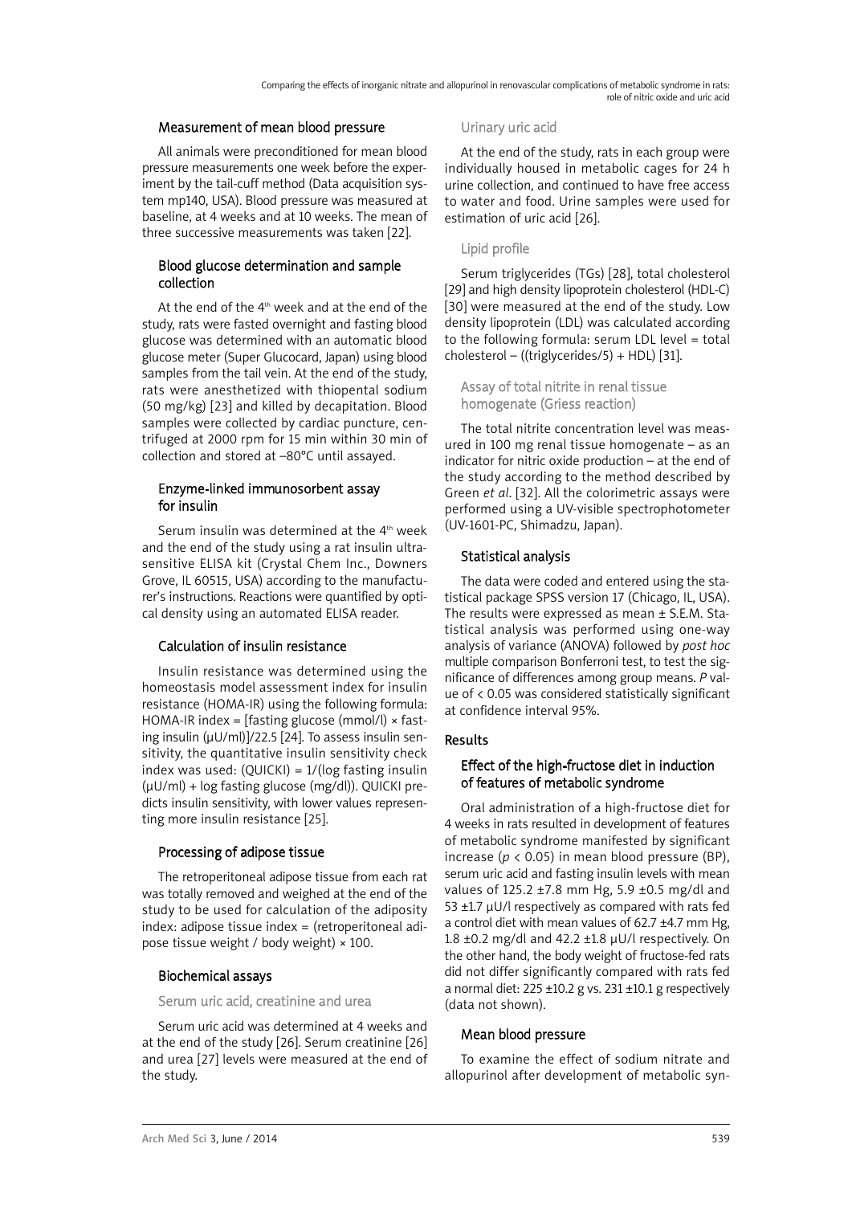### Measurement of mean blood pressure

All animals were preconditioned for mean blood pressure measurements one week before the experiment by the tail-cuff method (Data acquisition system mp140, USA). Blood pressure was measured at baseline, at 4 weeks and at 10 weeks. The mean of three successive measurements was taken [22].

### Blood glucose determination and sample collection

At the end of the $4^{th}$ week and at the end of the study, rats were fasted overnight and fasting blood glucose was determined with an automatic blood glucose meter (Super Glucocard, Japan) using blood samples from the tail vein. At the end of the study, rats were anesthetized with thiopental sodium (50 mg/kg) [23] and killed by decapitation. Blood samples were collected by cardiac puncture, centrifuged at 2000 rpm for 15 min within 30 min of collection and stored at –80°C until assayed.

### Enzyme-linked immunosorbent assay for insulin

Serum insulin was determined at the $4^{th}$ week and the end of the study using a rat insulin ultrasensitive ELISA kit (Crystal Chem Inc., Downers Grove, IL 60515, USA) according to the manufacturer's instructions. Reactions were quantified by optical density using an automated ELISA reader.

### Calculation of insulin resistance

Insulin resistance was determined using the homeostasis model assessment index for insulin resistance (HOMA-IR) using the following formula: HOMA-IR index = [fasting glucose (mmol/l) × fasting insulin (µU/ml)]/22.5 [24]. To assess insulin sensitivity, the quantitative insulin sensitivity check index was used: (QUICKI) = 1/(log fasting insulin (µU/ml) + log fasting glucose (mg/dl)). QUICKI predicts insulin sensitivity, with lower values representing more insulin resistance [25].

### Processing of adipose tissue

The retroperitoneal adipose tissue from each rat was totally removed and weighed at the end of the study to be used for calculation of the adiposity index: adipose tissue index = (retroperitoneal adipose tissue weight / body weight) × 100.

### Biochemical assays

#### Serum uric acid, creatinine and urea

Serum uric acid was determined at 4 weeks and at the end of the study [26]. Serum creatinine [26] and urea [27] levels were measured at the end of the study.

#### Urinary uric acid

At the end of the study, rats in each group were individually housed in metabolic cages for 24 h urine collection, and continued to have free access to water and food. Urine samples were used for estimation of uric acid [26].

#### Lipid profile

Serum triglycerides (TGs) [28], total cholesterol [29] and high density lipoprotein cholesterol (HDL-C) [30] were measured at the end of the study. Low density lipoprotein (LDL) was calculated according to the following formula: serum LDL level = total cholesterol – ((triglycerides/5) + HDL) [31].

#### Assay of total nitrite in renal tissue homogenate (Griess reaction)

The total nitrite concentration level was measured in 100 mg renal tissue homogenate – as an indicator for nitric oxide production – at the end of the study according to the method described by Green *et al*. [32]. All the colorimetric assays were performed using a UV-visible spectrophotometer (UV-1601-PC, Shimadzu, Japan).

### Statistical analysis

The data were coded and entered using the statistical package SPSS version 17 (Chicago, IL, USA). The results were expressed as mean ± S.E.M. Statistical analysis was performed using one-way analysis of variance (ANOVA) followed by *post hoc* multiple comparison Bonferroni test, to test the significance of differences among group means. *P* value of $< 0.05$ was considered statistically significant at confidence interval 95%.

## Results

### Effect of the high-fructose diet in induction of features of metabolic syndrome

Oral administration of a high-fructose diet for 4 weeks in rats resulted in development of features of metabolic syndrome manifested by significant increase ($p < 0.05$) in mean blood pressure (BP), serum uric acid and fasting insulin levels with mean values of 125.2 ±7.8 mm Hg, 5.9 ±0.5 mg/dl and 53 ±1.7 µU/l respectively as compared with rats fed a control diet with mean values of 62.7 ±4.7 mm Hg, 1.8 ±0.2 mg/dl and 42.2 ±1.8 µU/l respectively. On the other hand, the body weight of fructose-fed rats did not differ significantly compared with rats fed a normal diet: 225 ±10.2 g vs. 231 ±10.1 g respectively (data not shown).

### Mean blood pressure

To examine the effect of sodium nitrate and allopurinol after development of metabolic syn-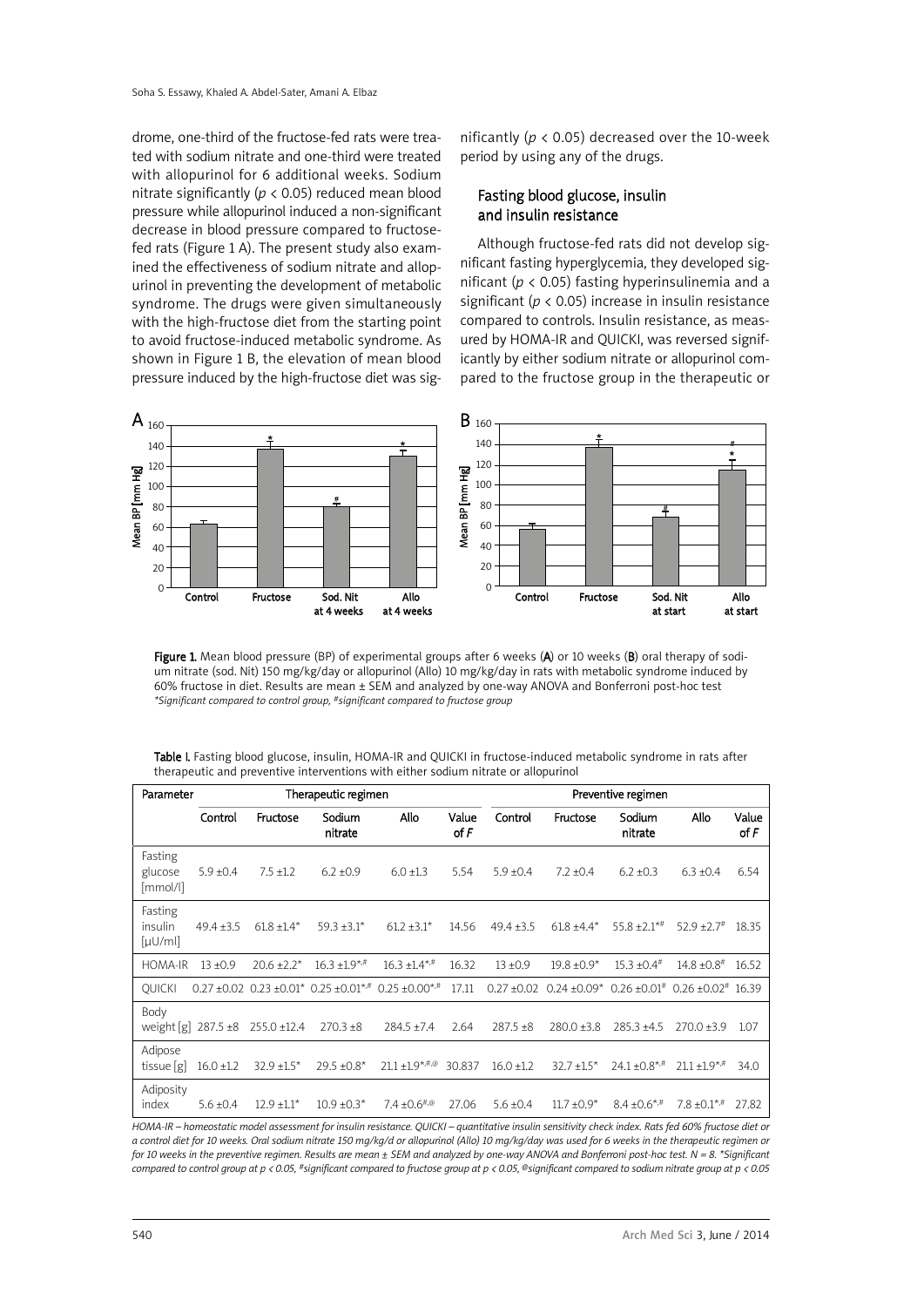drome, one-third of the fructose-fed rats were treated with sodium nitrate and one-third were treated with allopurinol for 6 additional weeks. Sodium nitrate significantly ($p < 0.05$) reduced mean blood pressure while allopurinol induced a non-significant decrease in blood pressure compared to fructose-fed rats (Figure 1 A). The present study also examined the effectiveness of sodium nitrate and allopurinol in preventing the development of metabolic syndrome. The drugs were given simultaneously with the high-fructose diet from the starting point to avoid fructose-induced metabolic syndrome. As shown in Figure 1 B, the elevation of mean blood pressure induced by the high-fructose diet was significantly ($p < 0.05$) decreased over the 10-week period by using any of the drugs.

## Fasting blood glucose, insulin and insulin resistance

Although fructose-fed rats did not develop significant fasting hyperglycemia, they developed significant ($p < 0.05$) fasting hyperinsulinemia and a significant ($p < 0.05$) increase in insulin resistance compared to controls. Insulin resistance, as measured by HOMA-IR and QUICKI, was reversed significantly by either sodium nitrate or allopurinol compared to the fructose group in the therapeutic or

**Figure 1.** Mean blood pressure (BP) of experimental groups after 6 weeks (**A**) or 10 weeks (**B**) oral therapy of sodium nitrate (sod. Nit) 150 mg/kg/day or allopurinol (Allo) 10 mg/kg/day in rats with metabolic syndrome induced by 60% fructose in diet. Results are mean ± SEM and analyzed by one-way ANOVA and Bonferroni post-hoc test
*\*Significant compared to control group, #significant compared to fructose group*

**Table I.** Fasting blood glucose, insulin, HOMA-IR and QUICKI in fructose-induced metabolic syndrome in rats after therapeutic and preventive interventions with either sodium nitrate or allopurinol

| Parameter | Therapeutic regimen | | | | | Preventive regimen | | | | |
|---|---|---|---|---|---|---|---|---|---|---|
| | Control | Fructose | Sodium nitrate | Allo | Value of *F* | Control | Fructose | Sodium nitrate | Allo | Value of *F* |
| Fasting glucose [mmol/l] | 5.9 ±0.4 | 7.5 ±1.2 | 6.2 ±0.9 | 6.0 ±1.3 | 5.54 | 5.9 ±0.4 | 7.2 ±0.4 | 6.2 ±0.3 | 6.3 ±0.4 | 6.54 |
| Fasting insulin [μU/ml] | 49.4 ±3.5 | 61.8 ±1.4* | 59.3 ±3.1* | 61.2 ±3.1* | 14.56 | 49.4 ±3.5 | 61.8 ±4.4* | 55.8 ±2.1*# | 52.9 ±2.7# | 18.35 |
| HOMA-IR | 13 ±0.9 | 20.6 ±2.2* | 16.3 ±1.9*,# | 16.3 ±1.4*,# | 16.32 | 13 ±0.9 | 19.8 ±0.9* | 15.3 ±0.4# | 14.8 ±0.8# | 16.52 |
| QUICKI | 0.27 ±0.02 | 0.23 ±0.01* | 0.25 ±0.01*,# | 0.25 ±0.00*,# | 17.11 | 0.27 ±0.02 | 0.24 ±0.09* | 0.26 ±0.01# | 0.26 ±0.02# | 16.39 |
| Body weight [g] | 287.5 ±8 | 255.0 ±12.4 | 270.3 ±8 | 284.5 ±7.4 | 2.64 | 287.5 ±8 | 280.0 ±3.8 | 285.3 ±4.5 | 270.0 ±3.9 | 1.07 |
| Adipose tissue [g] | 16.0 ±1.2 | 32.9 ±1.5* | 29.5 ±0.8* | 21.1 ±1.9*,#,@ | 30.837 | 16.0 ±1.2 | 32.7 ±1.5* | 24.1 ±0.8*,# | 21.1 ±1.9*,# | 34.0 |
| Adiposity index | 5.6 ±0.4 | 12.9 ±1.1* | 10.9 ±0.3* | 7.4 ±0.6#,@ | 27.06 | 5.6 ±0.4 | 11.7 ±0.9* | 8.4 ±0.6*,# | 7.8 ±0.1*,# | 27.82 |

*HOMA-IR – homeostatic model assessment for insulin resistance. QUICKI – quantitative insulin sensitivity check index. Rats fed 60% fructose diet or a control diet for 10 weeks. Oral sodium nitrate 150 mg/kg/d or allopurinol (Allo) 10 mg/kg/day was used for 6 weeks in the therapeutic regimen or for 10 weeks in the preventive regimen. Results are mean ± SEM and analyzed by one-way ANOVA and Bonferroni post-hoc test. N = 8. \*Significant compared to control group at $p < 0.05$, #significant compared to fructose group at $p < 0.05$, @significant compared to sodium nitrate group at $p < 0.05$*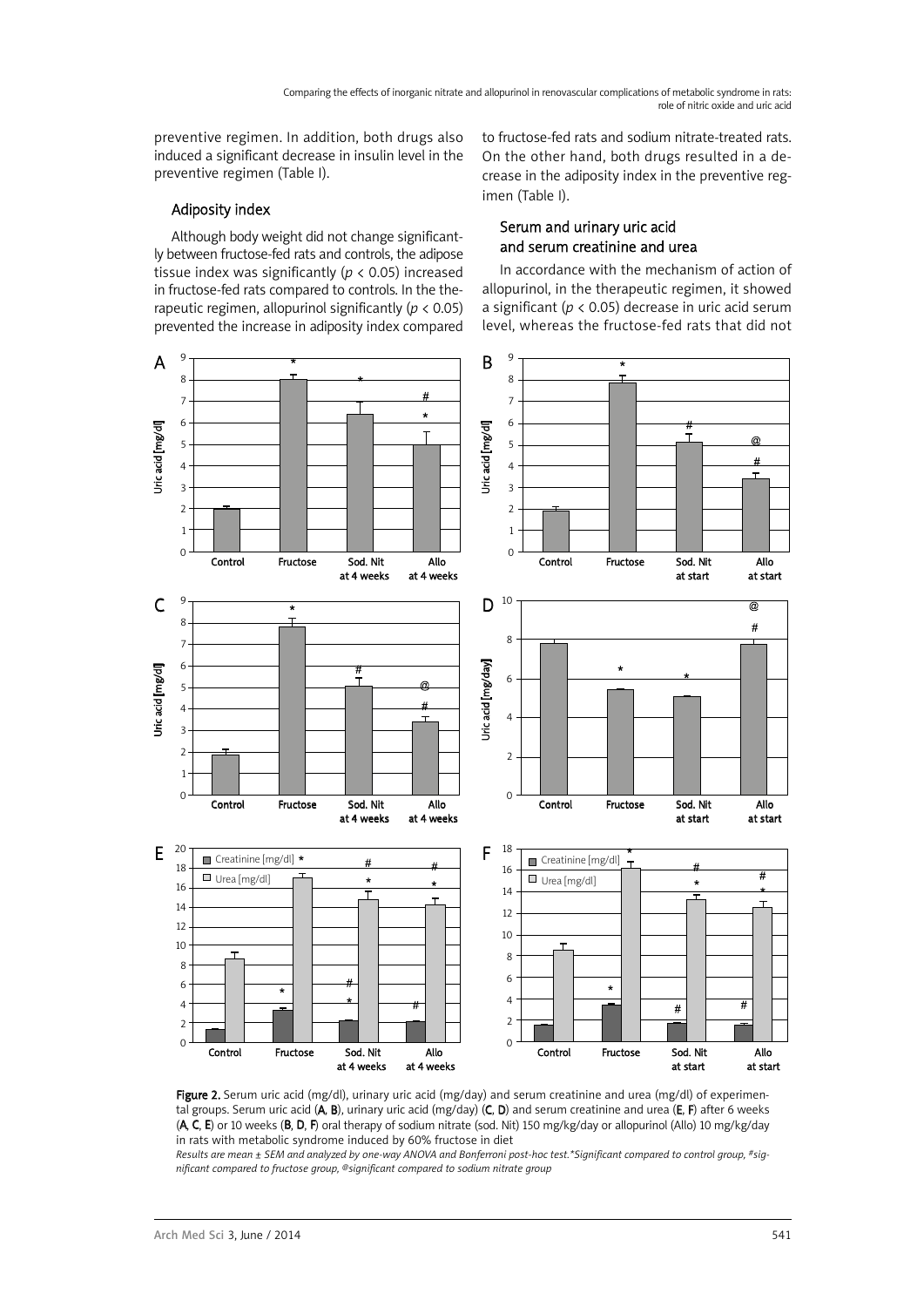preventive regimen. In addition, both drugs also induced a significant decrease in insulin level in the preventive regimen (Table I).

### Adiposity index

Although body weight did not change significantly between fructose-fed rats and controls, the adipose tissue index was significantly ($p < 0.05$) increased in fructose-fed rats compared to controls. In the therapeutic regimen, allopurinol significantly ($p < 0.05$) prevented the increase in adiposity index compared to fructose-fed rats and sodium nitrate-treated rats. On the other hand, both drugs resulted in a decrease in the adiposity index in the preventive regimen (Table I).

### Serum and urinary uric acid and serum creatinine and urea

In accordance with the mechanism of action of allopurinol, in the therapeutic regimen, it showed a significant ($p < 0.05$) decrease in uric acid serum level, whereas the fructose-fed rats that did not

**Figure 2.** Serum uric acid (mg/dl), urinary uric acid (mg/day) and serum creatinine and urea (mg/dl) of experimental groups. Serum uric acid (**A**, **B**), urinary uric acid (mg/day) (**C**, **D**) and serum creatinine and urea (**E**, **F**) after 6 weeks (**A**, **C**, **E**) or 10 weeks (**B**, **D**, **F**) oral therapy of sodium nitrate (sod. Nit) 150 mg/kg/day or allopurinol (Allo) 10 mg/kg/day in rats with metabolic syndrome induced by 60% fructose in diet

*Results are mean ± SEM and analyzed by one-way ANOVA and Bonferroni post-hoc test.*Significant compared to control group, #significant compared to fructose group, @significant compared to sodium nitrate group*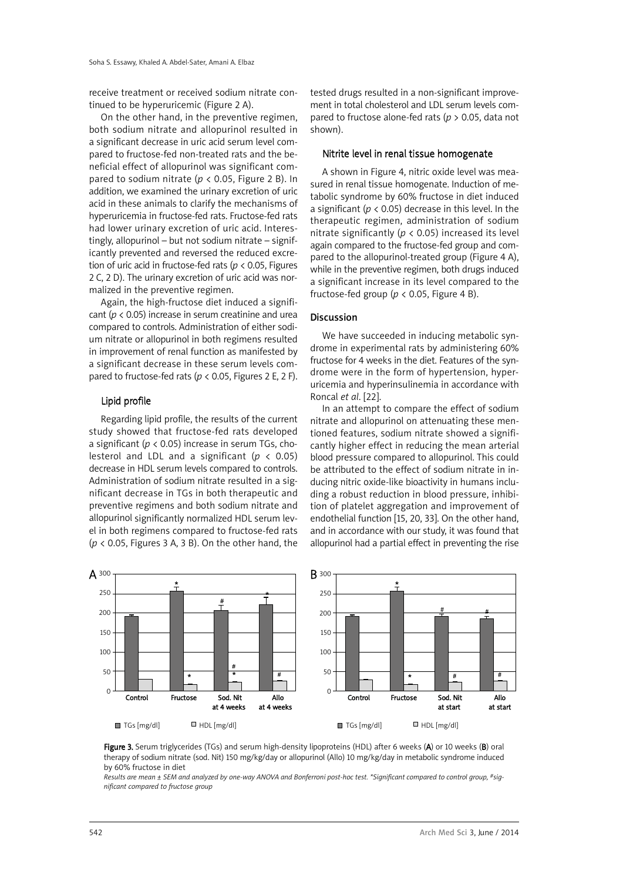receive treatment or received sodium nitrate continued to be hyperuricemic (Figure 2 A).

On the other hand, in the preventive regimen, both sodium nitrate and allopurinol resulted in a significant decrease in uric acid serum level compared to fructose-fed non-treated rats and the beneficial effect of allopurinol was significant compared to sodium nitrate ($p < 0.05$, Figure 2 B). In addition, we examined the urinary excretion of uric acid in these animals to clarify the mechanisms of hyperuricemia in fructose-fed rats. Fructose-fed rats had lower urinary excretion of uric acid. Interestingly, allopurinol – but not sodium nitrate – significantly prevented and reversed the reduced excretion of uric acid in fructose-fed rats ($p < 0.05$, Figures 2 C, 2 D). The urinary excretion of uric acid was normalized in the preventive regimen.

Again, the high-fructose diet induced a significant ($p < 0.05$) increase in serum creatinine and urea compared to controls. Administration of either sodium nitrate or allopurinol in both regimens resulted in improvement of renal function as manifested by a significant decrease in these serum levels compared to fructose-fed rats ($p < 0.05$, Figures 2 E, 2 F).

### Lipid profile

Regarding lipid profile, the results of the current study showed that fructose-fed rats developed a significant ($p < 0.05$) increase in serum TGs, cholesterol and LDL and a significant ($p < 0.05$) decrease in HDL serum levels compared to controls. Administration of sodium nitrate resulted in a significant decrease in TGs in both therapeutic and preventive regimens and both sodium nitrate and allopurinol significantly normalized HDL serum level in both regimens compared to fructose-fed rats ($p < 0.05$, Figures 3 A, 3 B). On the other hand, the tested drugs resulted in a non-significant improvement in total cholesterol and LDL serum levels compared to fructose alone-fed rats ($p > 0.05$, data not shown).

### Nitrite level in renal tissue homogenate

A shown in Figure 4, nitric oxide level was measured in renal tissue homogenate. Induction of metabolic syndrome by 60% fructose in diet induced a significant ($p < 0.05$) decrease in this level. In the therapeutic regimen, administration of sodium nitrate significantly ($p < 0.05$) increased its level again compared to the fructose-fed group and compared to the allopurinol-treated group (Figure 4 A), while in the preventive regimen, both drugs induced a significant increase in its level compared to the fructose-fed group ($p < 0.05$, Figure 4 B).

## Discussion

We have succeeded in inducing metabolic syndrome in experimental rats by administering 60% fructose for 4 weeks in the diet. Features of the syndrome were in the form of hypertension, hyperuricemia and hyperinsulinemia in accordance with Roncal *et al*. [22].

In an attempt to compare the effect of sodium nitrate and allopurinol on attenuating these mentioned features, sodium nitrate showed a significantly higher effect in reducing the mean arterial blood pressure compared to allopurinol. This could be attributed to the effect of sodium nitrate in inducing nitric oxide-like bioactivity in humans including a robust reduction in blood pressure, inhibition of platelet aggregation and improvement of endothelial function [15, 20, 33]. On the other hand, and in accordance with our study, it was found that allopurinol had a partial effect in preventing the rise

**Figure 3.** Serum triglycerides (TGs) and serum high-density lipoproteins (HDL) after 6 weeks (**A**) or 10 weeks (**B**) oral therapy of sodium nitrate (sod. Nit) 150 mg/kg/day or allopurinol (Allo) 10 mg/kg/day in metabolic syndrome induced by 60% fructose in diet

*Results are mean ± SEM and analyzed by one-way ANOVA and Bonferroni post-hoc test. \*Significant compared to control group, #significant compared to fructose group*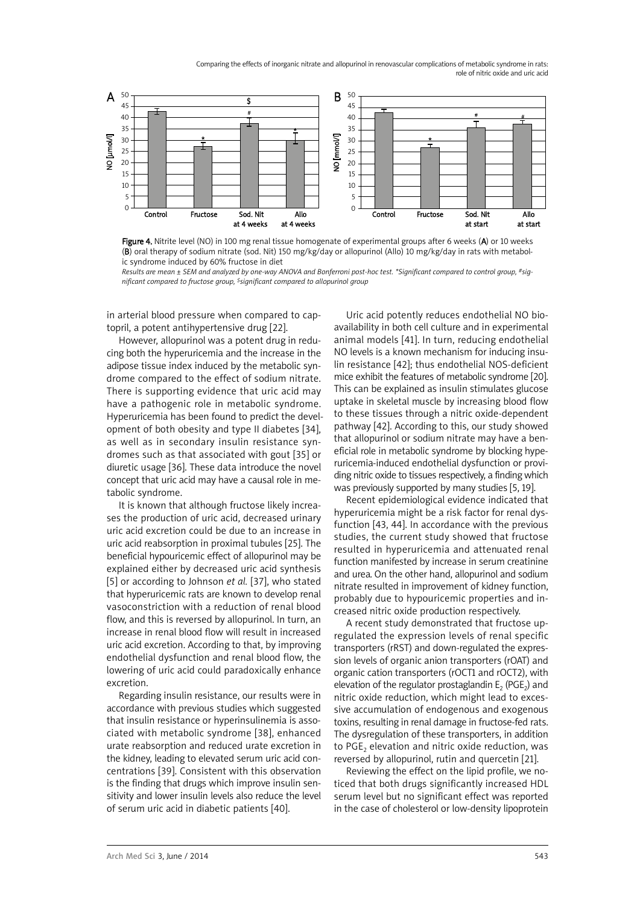Figure 4. Nitrite level (NO) in 100 mg renal tissue homogenate of experimental groups after 6 weeks (**A**) or 10 weeks (**B**) oral therapy of sodium nitrate (sod. Nit) 150 mg/kg/day or allopurinol (Allo) 10 mg/kg/day in rats with metabolic syndrome induced by 60% fructose in diet

*Results are mean ± SEM and analyzed by one-way ANOVA and Bonferroni post-hoc test. *Significant compared to control group, #significant compared to fructose group, $significant compared to allopurinol group*

in arterial blood pressure when compared to captopril, a potent antihypertensive drug [22].

However, allopurinol was a potent drug in reducing both the hyperuricemia and the increase in the adipose tissue index induced by the metabolic syndrome compared to the effect of sodium nitrate. There is supporting evidence that uric acid may have a pathogenic role in metabolic syndrome. Hyperuricemia has been found to predict the development of both obesity and type II diabetes [34], as well as in secondary insulin resistance syndromes such as that associated with gout [35] or diuretic usage [36]. These data introduce the novel concept that uric acid may have a causal role in metabolic syndrome.

It is known that although fructose likely increases the production of uric acid, decreased urinary uric acid excretion could be due to an increase in uric acid reabsorption in proximal tubules [25]. The beneficial hypouricemic effect of allopurinol may be explained either by decreased uric acid synthesis [5] or according to Johnson *et al.* [37], who stated that hyperuricemic rats are known to develop renal vasoconstriction with a reduction of renal blood flow, and this is reversed by allopurinol. In turn, an increase in renal blood flow will result in increased uric acid excretion. According to that, by improving endothelial dysfunction and renal blood flow, the lowering of uric acid could paradoxically enhance excretion.

Regarding insulin resistance, our results were in accordance with previous studies which suggested that insulin resistance or hyperinsulinemia is associated with metabolic syndrome [38], enhanced urate reabsorption and reduced urate excretion in the kidney, leading to elevated serum uric acid concentrations [39]. Consistent with this observation is the finding that drugs which improve insulin sensitivity and lower insulin levels also reduce the level of serum uric acid in diabetic patients [40].

Uric acid potently reduces endothelial NO bioavailability in both cell culture and in experimental animal models [41]. In turn, reducing endothelial NO levels is a known mechanism for inducing insulin resistance [42]; thus endothelial NOS-deficient mice exhibit the features of metabolic syndrome [20]. This can be explained as insulin stimulates glucose uptake in skeletal muscle by increasing blood flow to these tissues through a nitric oxide-dependent pathway [42]. According to this, our study showed that allopurinol or sodium nitrate may have a beneficial role in metabolic syndrome by blocking hyperuricemia-induced endothelial dysfunction or providing nitric oxide to tissues respectively, a finding which was previously supported by many studies [5, 19].

Recent epidemiological evidence indicated that hyperuricemia might be a risk factor for renal dysfunction [43, 44]. In accordance with the previous studies, the current study showed that fructose resulted in hyperuricemia and attenuated renal function manifested by increase in serum creatinine and urea. On the other hand, allopurinol and sodium nitrate resulted in improvement of kidney function, probably due to hypouricemic properties and increased nitric oxide production respectively.

A recent study demonstrated that fructose upregulated the expression levels of renal specific transporters (rRST) and down-regulated the expression levels of organic anion transporters (rOAT) and organic cation transporters (rOCT1 and rOCT2), with elevation of the regulator prostaglandin $E_2$ ($PGE_2$) and nitric oxide reduction, which might lead to excessive accumulation of endogenous and exogenous toxins, resulting in renal damage in fructose-fed rats. The dysregulation of these transporters, in addition to $PGE_2$ elevation and nitric oxide reduction, was reversed by allopurinol, rutin and quercetin [21].

Reviewing the effect on the lipid profile, we noticed that both drugs significantly increased HDL serum level but no significant effect was reported in the case of cholesterol or low-density lipoprotein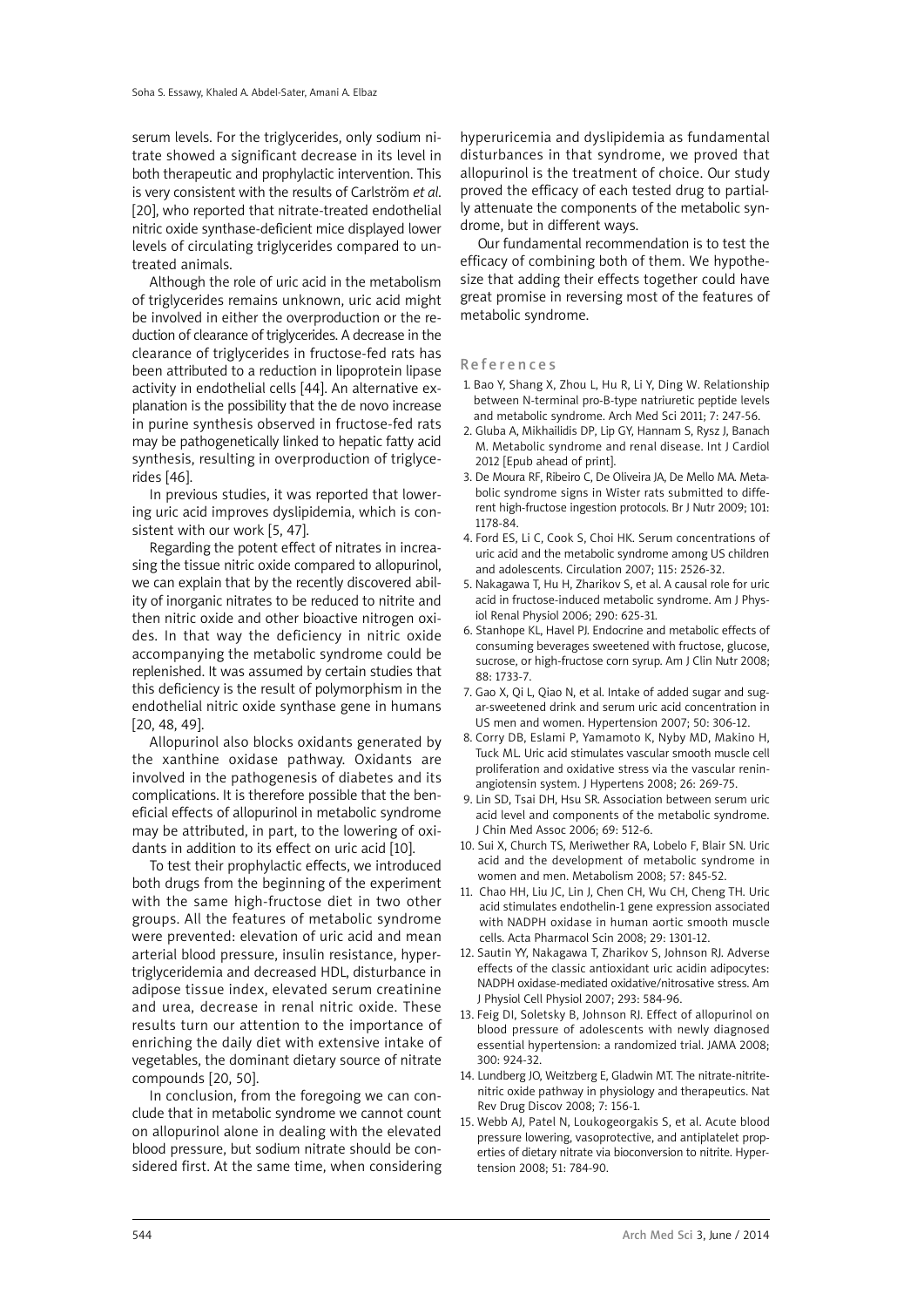serum levels. For the triglycerides, only sodium nitrate showed a significant decrease in its level in both therapeutic and prophylactic intervention. This is very consistent with the results of Carlström *et al*. [20], who reported that nitrate-treated endothelial nitric oxide synthase-deficient mice displayed lower levels of circulating triglycerides compared to untreated animals.

Although the role of uric acid in the metabolism of triglycerides remains unknown, uric acid might be involved in either the overproduction or the reduction of clearance of triglycerides. A decrease in the clearance of triglycerides in fructose-fed rats has been attributed to a reduction in lipoprotein lipase activity in endothelial cells [44]. An alternative explanation is the possibility that the de novo increase in purine synthesis observed in fructose-fed rats may be pathogenetically linked to hepatic fatty acid synthesis, resulting in overproduction of triglycerides [46].

In previous studies, it was reported that lowering uric acid improves dyslipidemia, which is consistent with our work [5, 47].

Regarding the potent effect of nitrates in increasing the tissue nitric oxide compared to allopurinol, we can explain that by the recently discovered ability of inorganic nitrates to be reduced to nitrite and then nitric oxide and other bioactive nitrogen oxides. In that way the deficiency in nitric oxide accompanying the metabolic syndrome could be replenished. It was assumed by certain studies that this deficiency is the result of polymorphism in the endothelial nitric oxide synthase gene in humans [20, 48, 49].

Allopurinol also blocks oxidants generated by the xanthine oxidase pathway. Oxidants are involved in the pathogenesis of diabetes and its complications. It is therefore possible that the beneficial effects of allopurinol in metabolic syndrome may be attributed, in part, to the lowering of oxidants in addition to its effect on uric acid [10].

To test their prophylactic effects, we introduced both drugs from the beginning of the experiment with the same high-fructose diet in two other groups. All the features of metabolic syndrome were prevented: elevation of uric acid and mean arterial blood pressure, insulin resistance, hypertriglyceridemia and decreased HDL, disturbance in adipose tissue index, elevated serum creatinine and urea, decrease in renal nitric oxide. These results turn our attention to the importance of enriching the daily diet with extensive intake of vegetables, the dominant dietary source of nitrate compounds [20, 50].

In conclusion, from the foregoing we can conclude that in metabolic syndrome we cannot count on allopurinol alone in dealing with the elevated blood pressure, but sodium nitrate should be considered first. At the same time, when considering hyperuricemia and dyslipidemia as fundamental disturbances in that syndrome, we proved that allopurinol is the treatment of choice. Our study proved the efficacy of each tested drug to partially attenuate the components of the metabolic syndrome, but in different ways.

Our fundamental recommendation is to test the efficacy of combining both of them. We hypothesize that adding their effects together could have great promise in reversing most of the features of metabolic syndrome.

## References

1. Bao Y, Shang X, Zhou L, Hu R, Li Y, Ding W. Relationship between N-terminal pro-B-type natriuretic peptide levels and metabolic syndrome. Arch Med Sci 2011; 7: 247-56.
2. Gluba A, Mikhailidis DP, Lip GY, Hannam S, Rysz J, Banach M. Metabolic syndrome and renal disease. Int J Cardiol 2012 [Epub ahead of print].
3. De Moura RF, Ribeiro C, De Oliveira JA, De Mello MA. Metabolic syndrome signs in Wister rats submitted to different high-fructose ingestion protocols. Br J Nutr 2009; 101: 1178-84.
4. Ford ES, Li C, Cook S, Choi HK. Serum concentrations of uric acid and the metabolic syndrome among US children and adolescents. Circulation 2007; 115: 2526-32.
5. Nakagawa T, Hu H, Zharikov S, et al. A causal role for uric acid in fructose-induced metabolic syndrome. Am J Physiol Renal Physiol 2006; 290: 625-31.
6. Stanhope KL, Havel PJ. Endocrine and metabolic effects of consuming beverages sweetened with fructose, glucose, sucrose, or high-fructose corn syrup. Am J Clin Nutr 2008; 88: 1733-7.
7. Gao X, Qi L, Qiao N, et al. Intake of added sugar and sugar-sweetened drink and serum uric acid concentration in US men and women. Hypertension 2007; 50: 306-12.
8. Corry DB, Eslami P, Yamamoto K, Nyby MD, Makino H, Tuck ML. Uric acid stimulates vascular smooth muscle cell proliferation and oxidative stress via the vascular renin-angiotensin system. J Hypertens 2008; 26: 269-75.
9. Lin SD, Tsai DH, Hsu SR. Association between serum uric acid level and components of the metabolic syndrome. J Chin Med Assoc 2006; 69: 512-6.
10. Sui X, Church TS, Meriwether RA, Lobelo F, Blair SN. Uric acid and the development of metabolic syndrome in women and men. Metabolism 2008; 57: 845-52.
11. Chao HH, Liu JC, Lin J, Chen CH, Wu CH, Cheng TH. Uric acid stimulates endothelin-1 gene expression associated with NADPH oxidase in human aortic smooth muscle cells. Acta Pharmacol Scin 2008; 29: 1301-12.
12. Sautin YY, Nakagawa T, Zharikov S, Johnson RJ. Adverse effects of the classic antioxidant uric acidin adipocytes: NADPH oxidase-mediated oxidative/nitrosative stress. Am J Physiol Cell Physiol 2007; 293: 584-96.
13. Feig DI, Soletsky B, Johnson RJ. Effect of allopurinol on blood pressure of adolescents with newly diagnosed essential hypertension: a randomized trial. JAMA 2008; 300: 924-32.
14. Lundberg JO, Weitzberg E, Gladwin MT. The nitrate-nitrite-nitric oxide pathway in physiology and therapeutics. Nat Rev Drug Discov 2008; 7: 156-1.
15. Webb AJ, Patel N, Loukogeorgakis S, et al. Acute blood pressure lowering, vasoprotective, and antiplatelet properties of dietary nitrate via bioconversion to nitrite. Hypertension 2008; 51: 784-90.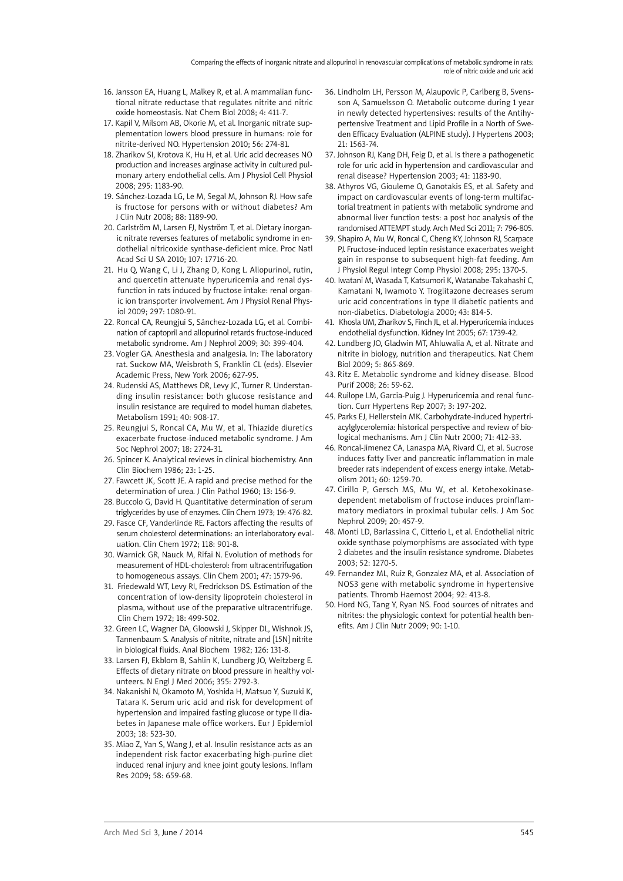16. Jansson EA, Huang L, Malkey R, et al. A mammalian functional nitrate reductase that regulates nitrite and nitric oxide homeostasis. Nat Chem Biol 2008; 4: 411-7.
17. Kapil V, Milsom AB, Okorie M, et al. Inorganic nitrate supplementation lowers blood pressure in humans: role for nitrite-derived NO. Hypertension 2010; 56: 274-81.
18. Zharikov SI, Krotova K, Hu H, et al. Uric acid decreases NO production and increases arginase activity in cultured pulmonary artery endothelial cells. Am J Physiol Cell Physiol 2008; 295: 1183-90.
19. Sánchez-Lozada LG, Le M, Segal M, Johnson RJ. How safe is fructose for persons with or without diabetes? Am J Clin Nutr 2008; 88: 1189-90.
20. Carlström M, Larsen FJ, Nyström T, et al. Dietary inorganic nitrate reverses features of metabolic syndrome in endothelial nitricoxide synthase-deficient mice. Proc Natl Acad Sci U S A 2010; 107: 17716-20.
21. Hu Q, Wang C, Li J, Zhang D, Kong L. Allopurinol, rutin, and quercetin attenuate hyperuricemia and renal dysfunction in rats induced by fructose intake: renal organic ion transporter involvement. Am J Physiol Renal Physiol 2009; 297: 1080-91.
22. Roncal CA, Reungjui S, Sánchez-Lozada LG, et al. Combination of captopril and allopurinol retards fructose-induced metabolic syndrome. Am J Nephrol 2009; 30: 399-404.
23. Vogler GA. Anesthesia and analgesia. In: The laboratory rat. Suckow MA, Weisbroth S, Franklin CL (eds). Elsevier Academic Press, New York 2006; 627-95.
24. Rudenski AS, Matthews DR, Levy JC, Turner R. Understanding insulin resistance: both glucose resistance and insulin resistance are required to model human diabetes. Metabolism 1991; 40: 908-17.
25. Reungjui S, Roncal CA, Mu W, et al. Thiazide diuretics exacerbate fructose-induced metabolic syndrome. J Am Soc Nephrol 2007; 18: 2724-31.
26. Spincer K. Analytical reviews in clinical biochemistry. Ann Clin Biochem 1986; 23: 1-25.
27. Fawcett JK, Scott JE. A rapid and precise method for the determination of urea. J Clin Pathol 1960; 13: 156-9.
28. Buccolo G, David H. Quantitative determination of serum triglycerides by use of enzymes. Clin Chem 1973; 19: 476-82.
29. Fasce CF, Vanderlinde RE. Factors affecting the results of serum cholesterol determinations: an interlaboratory evaluation. Clin Chem 1972; 118: 901-8.
30. Warnick GR, Nauck M, Rifai N. Evolution of methods for measurement of HDL-cholesterol: from ultracentrifugation to homogeneous assays. Clin Chem 2001; 47: 1579-96.
31. Friedewald WT, Levy RI, Fredrickson DS. Estimation of the concentration of low-density lipoprotein cholesterol in plasma, without use of the preparative ultracentrifuge. Clin Chem 1972; 18: 499-502.
32. Green LC, Wagner DA, Gloowski J, Skipper DL, Wishnok JS, Tannenbaum S. Analysis of nitrite, nitrate and [15N] nitrite in biological fluids. Anal Biochem 1982; 126: 131-8.
33. Larsen FJ, Ekblom B, Sahlin K, Lundberg JO, Weitzberg E. Effects of dietary nitrate on blood pressure in healthy volunteers. N Engl J Med 2006; 355: 2792-3.
34. Nakanishi N, Okamoto M, Yoshida H, Matsuo Y, Suzuki K, Tatara K. Serum uric acid and risk for development of hypertension and impaired fasting glucose or type II diabetes in Japanese male office workers. Eur J Epidemiol 2003; 18: 523-30.
35. Miao Z, Yan S, Wang J, et al. Insulin resistance acts as an independent risk factor exacerbating high-purine diet induced renal injury and knee joint gouty lesions. Inflam Res 2009; 58: 659-68.
36. Lindholm LH, Persson M, Alaupovic P, Carlberg B, Svensson A, Samuelsson O. Metabolic outcome during 1 year in newly detected hypertensives: results of the Antihypertensive Treatment and Lipid Profile in a North of Sweden Efficacy Evaluation (ALPINE study). J Hypertens 2003; 21: 1563-74.
37. Johnson RJ, Kang DH, Feig D, et al. Is there a pathogenetic role for uric acid in hypertension and cardiovascular and renal disease? Hypertension 2003; 41: 1183-90.
38. Athyros VG, Giouleme O, Ganotakis ES, et al. Safety and impact on cardiovascular events of long-term multifactorial treatment in patients with metabolic syndrome and abnormal liver function tests: a post hoc analysis of the randomised ATTEMPT study. Arch Med Sci 2011; 7: 796-805.
39. Shapiro A, Mu W, Roncal C, Cheng KY, Johnson RJ, Scarpace PJ. Fructose-induced leptin resistance exacerbates weight gain in response to subsequent high-fat feeding. Am J Physiol Regul Integr Comp Physiol 2008; 295: 1370-5.
40. Iwatani M, Wasada T, Katsumori K, Watanabe-Takahashi C, Kamatani N, Iwamoto Y. Troglitazone decreases serum uric acid concentrations in type II diabetic patients and non-diabetics. Diabetologia 2000; 43: 814-5.
41. Khosla UM, Zharikov S, Finch JL, et al. Hyperuricemia induces endothelial dysfunction. Kidney Int 2005; 67: 1739-42.
42. Lundberg JO, Gladwin MT, Ahluwalia A, et al. Nitrate and nitrite in biology, nutrition and therapeutics. Nat Chem Biol 2009; 5: 865-869.
43. Ritz E. Metabolic syndrome and kidney disease. Blood Purif 2008; 26: 59-62.
44. Ruilope LM, Garcia-Puig J. Hyperuricemia and renal function. Curr Hypertens Rep 2007; 3: 197-202.
45. Parks EJ, Hellerstein MK. Carbohydrate-induced hypertriacylglycerolemia: historical perspective and review of biological mechanisms. Am J Clin Nutr 2000; 71: 412-33.
46. Roncal-Jimenez CA, Lanaspa MA, Rivard CJ, et al. Sucrose induces fatty liver and pancreatic inflammation in male breeder rats independent of excess energy intake. Metabolism 2011; 60: 1259-70.
47. Cirillo P, Gersch MS, Mu W, et al. Ketohexokinase-dependent metabolism of fructose induces proinflammatory mediators in proximal tubular cells. J Am Soc Nephrol 2009; 20: 457-9.
48. Monti LD, Barlassina C, Citterio L, et al. Endothelial nitric oxide synthase polymorphisms are associated with type 2 diabetes and the insulin resistance syndrome. Diabetes 2003; 52: 1270-5.
49. Fernandez ML, Ruiz R, Gonzalez MA, et al. Association of NOS3 gene with metabolic syndrome in hypertensive patients. Thromb Haemost 2004; 92: 413-8.
50. Hord NG, Tang Y, Ryan NS. Food sources of nitrates and nitrites: the physiologic context for potential health benefits. Am J Clin Nutr 2009; 90: 1-10.